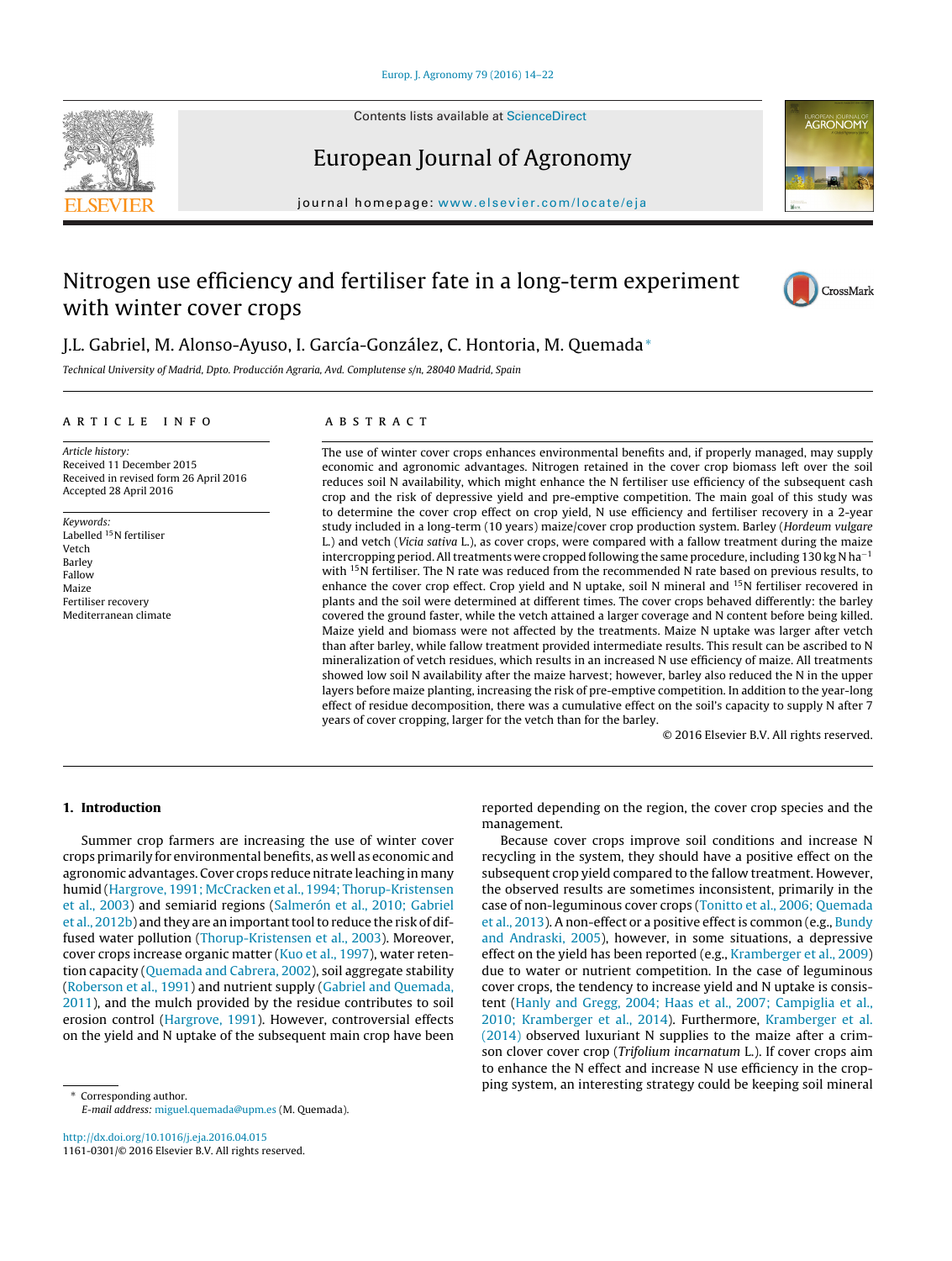# Nitrogen use efficiency and fertiliser fate in a long-term experiment with winter cover crops

J.L. Gabriel, M. Alonso-Ayuso, I. García-González, C. Hontoria, M. Quemada*

*Technical University of Madrid, Dpto. Producción Agraria, Avd. Complutense s/n, 28040 Madrid, Spain*

## ARTICLE INFO

*Article history:*
Received 11 December 2015
Received in revised form 26 April 2016
Accepted 28 April 2016

*Keywords:*
Labelled $^{15}$N fertiliser
Vetch
Barley
Fallow
Maize
Fertiliser recovery
Mediterranean climate

## ABSTRACT

The use of winter cover crops enhances environmental benefits and, if properly managed, may supply economic and agronomic advantages. Nitrogen retained in the cover crop biomass left over the soil reduces soil N availability, which might enhance the N fertiliser use efficiency of the subsequent cash crop and the risk of depressive yield and pre-emptive competition. The main goal of this study was to determine the cover crop effect on crop yield, N use efficiency and fertiliser recovery in a 2-year study included in a long-term (10 years) maize/cover crop production system. Barley (*Hordeum vulgare* L.) and vetch (*Vicia sativa* L.), as cover crops, were compared with a fallow treatment during the maize intercropping period. All treatments were cropped following the same procedure, including 130 kg N ha$^{-1}$ with $^{15}$N fertiliser. The N rate was reduced from the recommended N rate based on previous results, to enhance the cover crop effect. Crop yield and N uptake, soil N mineral and $^{15}$N fertiliser recovered in plants and the soil were determined at different times. The cover crops behaved differently: the barley covered the ground faster, while the vetch attained a larger coverage and N content before being killed. Maize yield and biomass were not affected by the treatments. Maize N uptake was larger after vetch than after barley, while fallow treatment provided intermediate results. This result can be ascribed to N mineralization of vetch residues, which results in an increased N use efficiency of maize. All treatments showed low soil N availability after the maize harvest; however, barley also reduced the N in the upper layers before maize planting, increasing the risk of pre-emptive competition. In addition to the year-long effect of residue decomposition, there was a cumulative effect on the soil's capacity to supply N after 7 years of cover cropping, larger for the vetch than for the barley.

© 2016 Elsevier B.V. All rights reserved.

## 1. Introduction

Summer crop farmers are increasing the use of winter cover crops primarily for environmental benefits, as well as economic and agronomic advantages. Cover crops reduce nitrate leaching in many humid (Hargrove, 1991; McCracken et al., 1994; Thorup-Kristensen et al., 2003) and semiarid regions (Salmerón et al., 2010; Gabriel et al., 2012b) and they are an important tool to reduce the risk of diffused water pollution (Thorup-Kristensen et al., 2003). Moreover, cover crops increase organic matter (Kuo et al., 1997), water retention capacity (Quemada and Cabrera, 2002), soil aggregate stability (Roberson et al., 1991) and nutrient supply (Gabriel and Quemada, 2011), and the mulch provided by the residue contributes to soil erosion control (Hargrove, 1991). However, controversial effects on the yield and N uptake of the subsequent main crop have been reported depending on the region, the cover crop species and the management.

Because cover crops improve soil conditions and increase N recycling in the system, they should have a positive effect on the subsequent crop yield compared to the fallow treatment. However, the observed results are sometimes inconsistent, primarily in the case of non-leguminous cover crops (Tonitto et al., 2006; Quemada et al., 2013). A non-effect or a positive effect is common (e.g., Bundy and Andraski, 2005), however, in some situations, a depressive effect on the yield has been reported (e.g., Kramberger et al., 2009) due to water or nutrient competition. In the case of leguminous cover crops, the tendency to increase yield and N uptake is consistent (Hanly and Gregg, 2004; Haas et al., 2007; Campiglia et al., 2010; Kramberger et al., 2014). Furthermore, Kramberger et al. (2014) observed luxuriant N supplies to the maize after a crimson clover cover crop (*Trifolium incarnatum* L.). If cover crops aim to enhance the N effect and increase N use efficiency in the cropping system, an interesting strategy could be keeping soil mineral

* Corresponding author.
*E-mail address:* miguel.quemada@upm.es (M. Quemada).

http://dx.doi.org/10.1016/j.eja.2016.04.015
1161-0301/© 2016 Elsevier B.V. All rights reserved.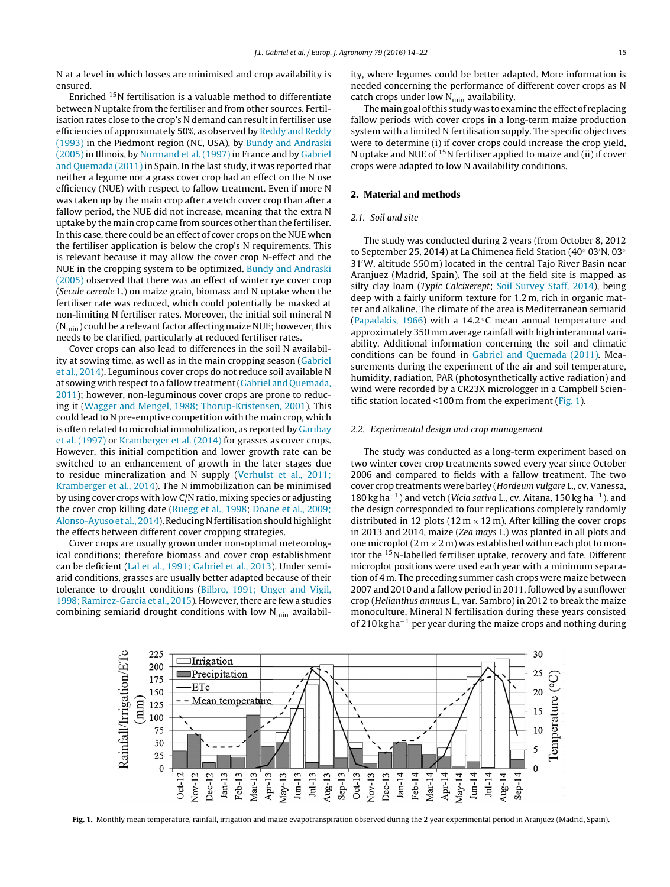N at a level in which losses are minimised and crop availability is ensured.

Enriched $^{15}N$ fertilisation is a valuable method to differentiate between N uptake from the fertiliser and from other sources. Fertilisation rates close to the crop's N demand can result in fertiliser use efficiencies of approximately 50%, as observed by Reddy and Reddy (1993) in the Piedmont region (NC, USA), by Bundy and Andraski (2005) in Illinois, by Normand et al. (1997) in France and by Gabriel and Quemada (2011) in Spain. In the last study, it was reported that neither a legume nor a grass cover crop had an effect on the N use efficiency (NUE) with respect to fallow treatment. Even if more N was taken up by the main crop after a vetch cover crop than after a fallow period, the NUE did not increase, meaning that the extra N uptake by the main crop came from sources other than the fertiliser. In this case, there could be an effect of cover crops on the NUE when the fertiliser application is below the crop's N requirements. This is relevant because it may allow the cover crop N-effect and the NUE in the cropping system to be optimized. Bundy and Andraski (2005) observed that there was an effect of winter rye cover crop (*Secale cereale* L.) on maize grain, biomass and N uptake when the fertiliser rate was reduced, which could potentially be masked at non-limiting N fertiliser rates. Moreover, the initial soil mineral N ($N_{min}$) could be a relevant factor affecting maize NUE; however, this needs to be clarified, particularly at reduced fertiliser rates.

Cover crops can also lead to differences in the soil N availability at sowing time, as well as in the main cropping season (Gabriel et al., 2014). Leguminous cover crops do not reduce soil available N at sowing with respect to a fallow treatment (Gabriel and Quemada, 2011); however, non-leguminous cover crops are prone to reducing it (Wagger and Mengel, 1988; Thorup-Kristensen, 2001). This could lead to N pre-emptive competition with the main crop, which is often related to microbial immobilization, as reported by Garibay et al. (1997) or Kramberger et al. (2014) for grasses as cover crops. However, this initial competition and lower growth rate can be switched to an enhancement of growth in the later stages due to residue mineralization and N supply (Verhulst et al., 2011; Kramberger et al., 2014). The N immobilization can be minimised by using cover crops with low C/N ratio, mixing species or adjusting the cover crop killing date (Ruegg et al., 1998; Doane et al., 2009; Alonso-Ayuso et al., 2014). Reducing N fertilisation should highlight the effects between different cover cropping strategies.

Cover crops are usually grown under non-optimal meteorological conditions; therefore biomass and cover crop establishment can be deficient (Lal et al., 1991; Gabriel et al., 2013). Under semiarid conditions, grasses are usually better adapted because of their tolerance to drought conditions (Bilbro, 1991; Unger and Vigil, 1998; Ramirez-García et al., 2015). However, there are few a studies combining semiarid drought conditions with low $N_{min}$ availability, where legumes could be better adapted. More information is needed concerning the performance of different cover crops as N catch crops under low $N_{min}$ availability.

The main goal of this study was to examine the effect of replacing fallow periods with cover crops in a long-term maize production system with a limited N fertilisation supply. The specific objectives were to determine (i) if cover crops could increase the crop yield, N uptake and NUE of $^{15}N$ fertiliser applied to maize and (ii) if cover crops were adapted to low N availability conditions.

## 2. Material and methods

### 2.1. Soil and site

The study was conducted during 2 years (from October 8, 2012 to September 25, 2014) at La Chimenea field Station (40° 03′N, 03° 31′W, altitude 550 m) located in the central Tajo River Basin near Aranjuez (Madrid, Spain). The soil at the field site is mapped as silty clay loam (*Typic Calcixerept*; Soil Survey Staff, 2014), being deep with a fairly uniform texture for 1.2 m, rich in organic matter and alkaline. The climate of the area is Mediterranean semiarid (Papadakis, 1966) with a 14.2 °C mean annual temperature and approximately 350 mm average rainfall with high interannual variability. Additional information concerning the soil and climatic conditions can be found in Gabriel and Quemada (2011). Measurements during the experiment of the air and soil temperature, humidity, radiation, PAR (photosynthetically active radiation) and wind were recorded by a CR23X micrologger in a Campbell Scientific station located <100 m from the experiment (Fig. 1).

### 2.2. Experimental design and crop management

The study was conducted as a long-term experiment based on two winter cover crop treatments sowed every year since October 2006 and compared to fields with a fallow treatment. The two cover crop treatments were barley (*Hordeum vulgare* L., cv. Vanessa, 180 kg ha$^{-1}$) and vetch (*Vicia sativa* L., cv. Aitana, 150 kg ha$^{-1}$), and the design corresponded to four replications completely randomly distributed in 12 plots (12 m × 12 m). After killing the cover crops in 2013 and 2014, maize (*Zea mays* L.) was planted in all plots and one microplot (2 m × 2 m) was established within each plot to monitor the $^{15}N$-labelled fertiliser uptake, recovery and fate. Different microplot positions were used each year with a minimum separation of 4 m. The preceding summer cash crops were maize between 2007 and 2010 and a fallow period in 2011, followed by a sunflower crop (*Helianthus annuus* L., var. Sambro) in 2012 to break the maize monoculture. Mineral N fertilisation during these years consisted of 210 kg ha$^{-1}$ per year during the maize crops and nothing during

**Fig. 1.** Monthly mean temperature, rainfall, irrigation and maize evapotranspiration observed during the 2 year experimental period in Aranjuez (Madrid, Spain).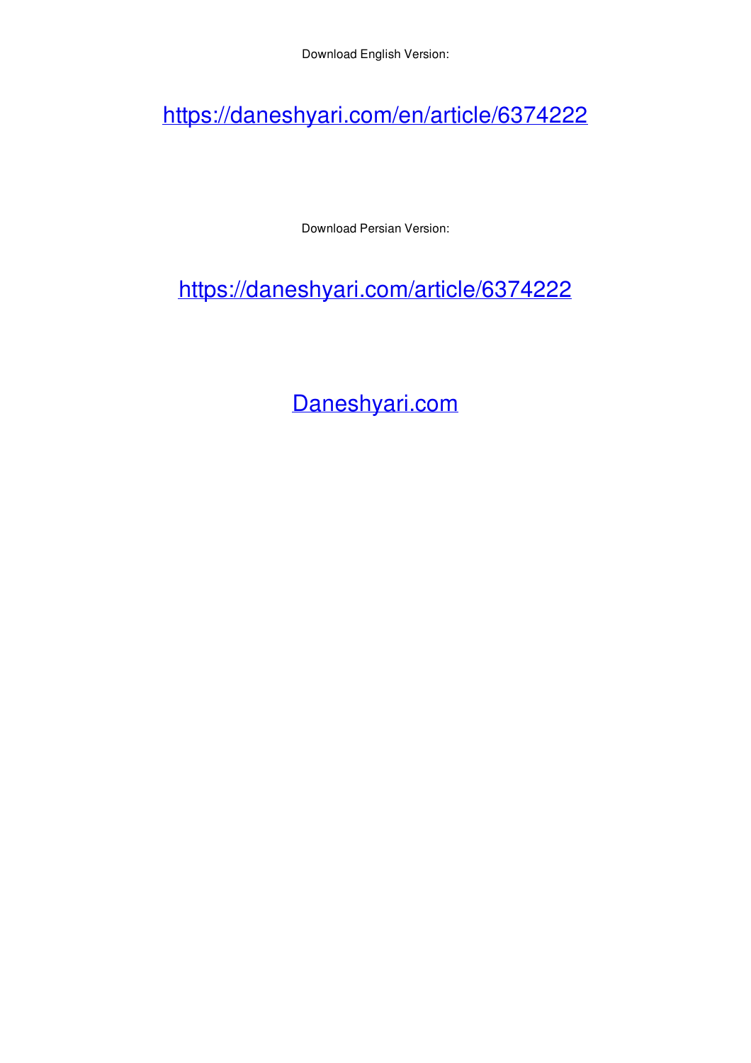Download English Version:

https://daneshyari.com/en/article/6374222

Download Persian Version:

https://daneshyari.com/article/6374222

Daneshyari.com